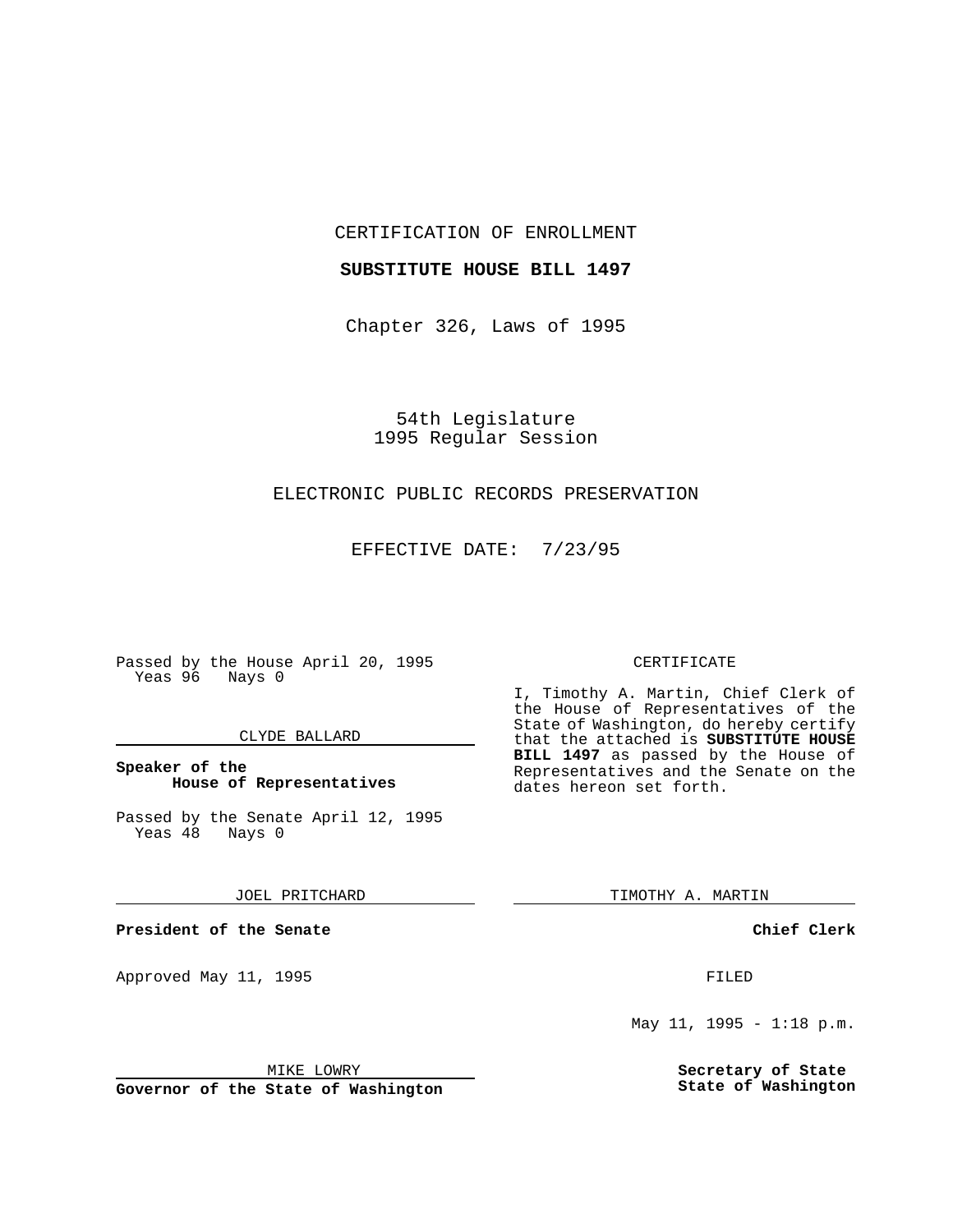CERTIFICATION OF ENROLLMENT

**SUBSTITUTE HOUSE BILL 1497**

Chapter 326, Laws of 1995

54th Legislature
1995 Regular Session

ELECTRONIC PUBLIC RECORDS PRESERVATION

EFFECTIVE DATE: 7/23/95

Passed by the House April 20, 1995
Yeas 96 Nays 0

CLYDE BALLARD

**Speaker of the House of Representatives**

Passed by the Senate April 12, 1995
Yeas 48 Nays 0

JOEL PRITCHARD

**President of the Senate**

Approved May 11, 1995

MIKE LOWRY

**Governor of the State of Washington**

CERTIFICATE

I, Timothy A. Martin, Chief Clerk of the House of Representatives of the State of Washington, do hereby certify that the attached is **SUBSTITUTE HOUSE BILL 1497** as passed by the House of Representatives and the Senate on the dates hereon set forth.

TIMOTHY A. MARTIN

**Chief Clerk**

FILED

May 11, 1995 - 1:18 p.m.

**Secretary of State**
**State of Washington**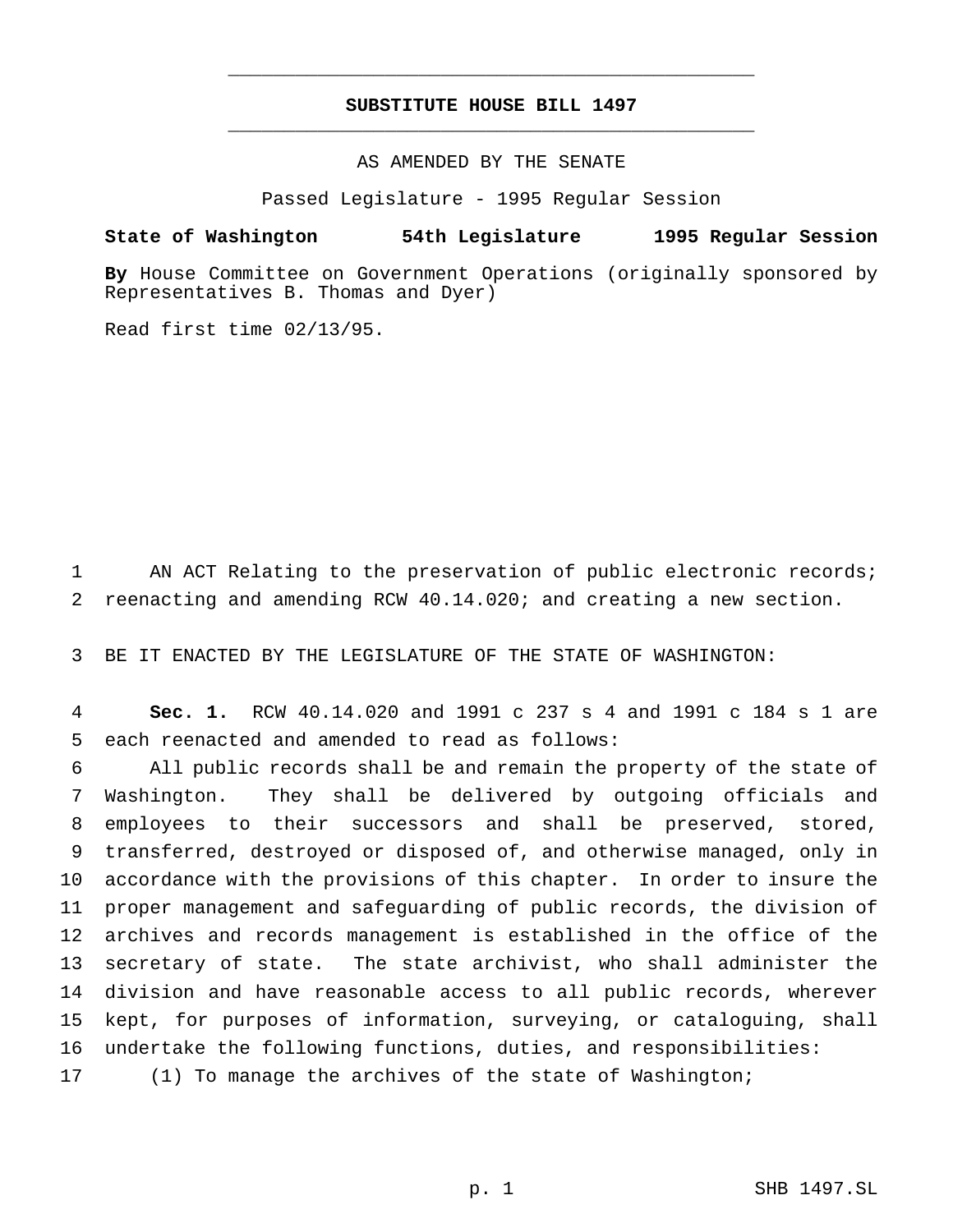**SUBSTITUTE HOUSE BILL 1497**

AS AMENDED BY THE SENATE

Passed Legislature - 1995 Regular Session

**State of Washington 54th Legislature 1995 Regular Session**

**By** House Committee on Government Operations (originally sponsored by Representatives B. Thomas and Dyer)

Read first time 02/13/95.

AN ACT Relating to the preservation of public electronic records; reenacting and amending RCW 40.14.020; and creating a new section.

BE IT ENACTED BY THE LEGISLATURE OF THE STATE OF WASHINGTON:

**Sec. 1.** RCW 40.14.020 and 1991 c 237 s 4 and 1991 c 184 s 1 are each reenacted and amended to read as follows:

All public records shall be and remain the property of the state of Washington. They shall be delivered by outgoing officials and employees to their successors and shall be preserved, stored, transferred, destroyed or disposed of, and otherwise managed, only in accordance with the provisions of this chapter. In order to insure the proper management and safeguarding of public records, the division of archives and records management is established in the office of the secretary of state. The state archivist, who shall administer the division and have reasonable access to all public records, wherever kept, for purposes of information, surveying, or cataloguing, shall undertake the following functions, duties, and responsibilities:

(1) To manage the archives of the state of Washington;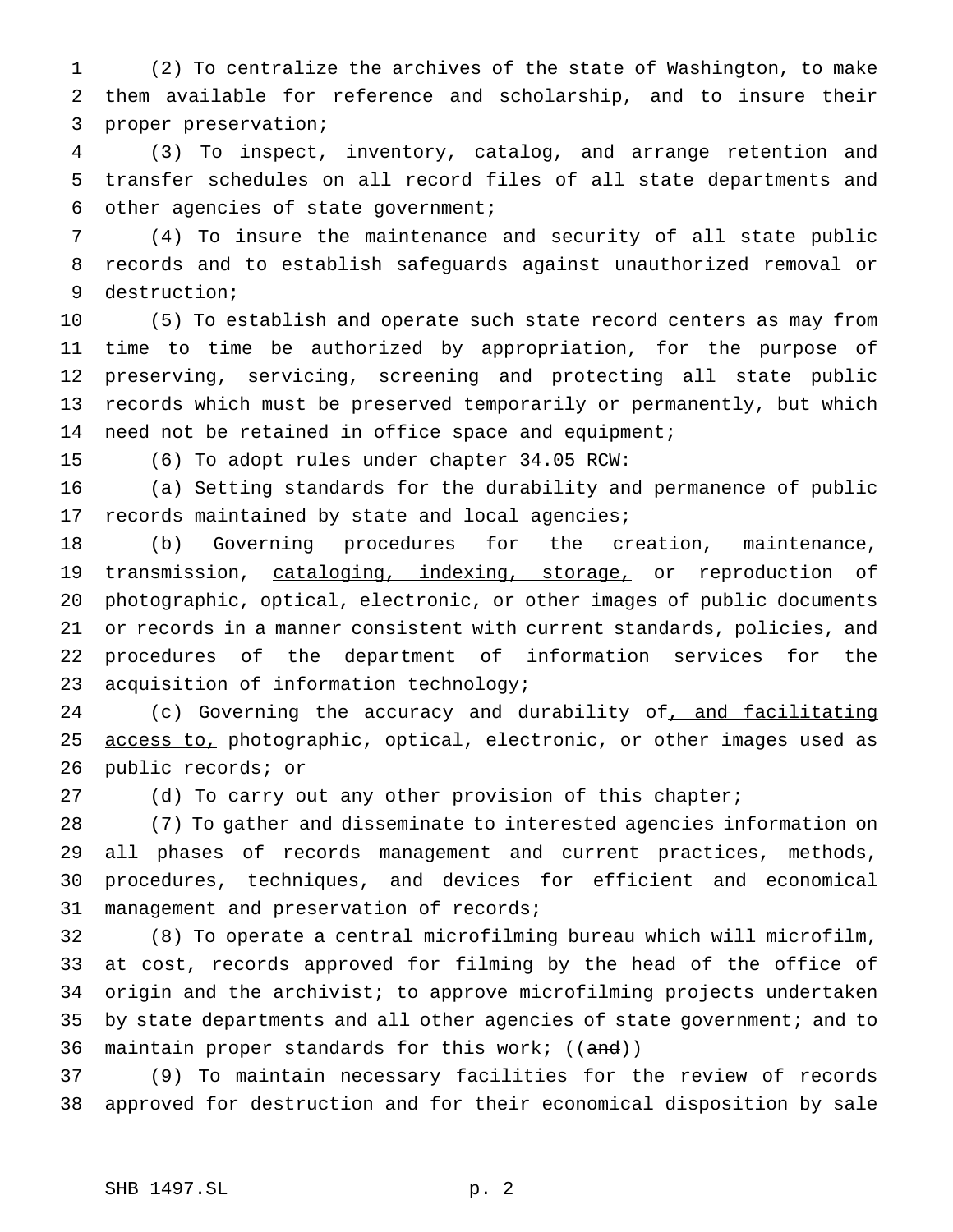(2) To centralize the archives of the state of Washington, to make them available for reference and scholarship, and to insure their proper preservation;

(3) To inspect, inventory, catalog, and arrange retention and transfer schedules on all record files of all state departments and other agencies of state government;

(4) To insure the maintenance and security of all state public records and to establish safeguards against unauthorized removal or destruction;

(5) To establish and operate such state record centers as may from time to time be authorized by appropriation, for the purpose of preserving, servicing, screening and protecting all state public records which must be preserved temporarily or permanently, but which need not be retained in office space and equipment;

(6) To adopt rules under chapter 34.05 RCW:

(a) Setting standards for the durability and permanence of public records maintained by state and local agencies;

(b) Governing procedures for the creation, maintenance, transmission, <u>cataloging, indexing, storage,</u> or reproduction of photographic, optical, electronic, or other images of public documents or records in a manner consistent with current standards, policies, and procedures of the department of information services for the acquisition of information technology;

(c) Governing the accuracy and durability of<u>, and facilitating access to,</u> photographic, optical, electronic, or other images used as public records; or

(d) To carry out any other provision of this chapter;

(7) To gather and disseminate to interested agencies information on all phases of records management and current practices, methods, procedures, techniques, and devices for efficient and economical management and preservation of records;

(8) To operate a central microfilming bureau which will microfilm, at cost, records approved for filming by the head of the office of origin and the archivist; to approve microfilming projects undertaken by state departments and all other agencies of state government; and to maintain proper standards for this work; ((~~and~~))

(9) To maintain necessary facilities for the review of records approved for destruction and for their economical disposition by sale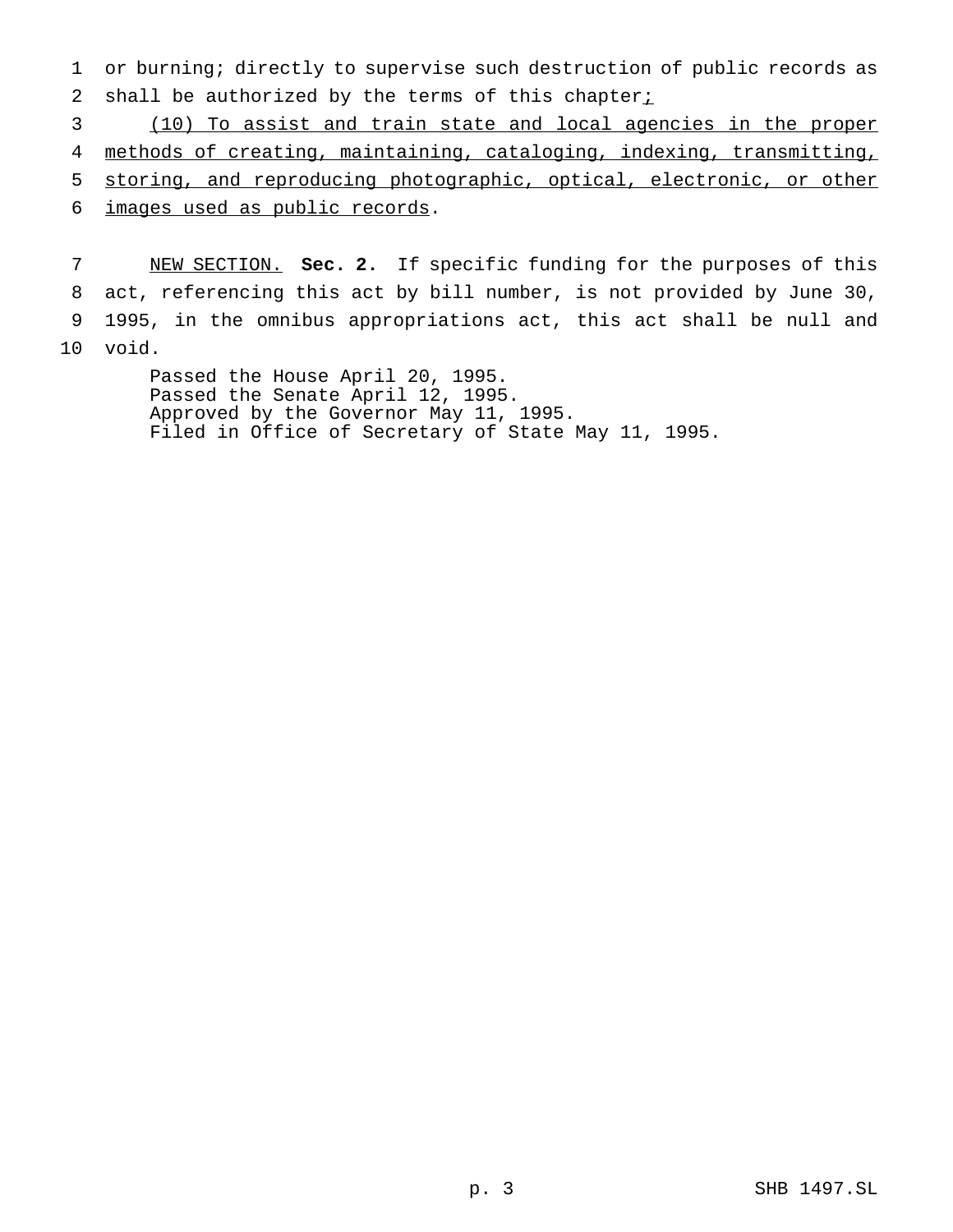or burning; directly to supervise such destruction of public records as shall be authorized by the terms of this chapter;

(10) To assist and train state and local agencies in the proper methods of creating, maintaining, cataloging, indexing, transmitting, storing, and reproducing photographic, optical, electronic, or other images used as public records.

NEW SECTION. **Sec. 2.** If specific funding for the purposes of this act, referencing this act by bill number, is not provided by June 30, 1995, in the omnibus appropriations act, this act shall be null and void.

Passed the House April 20, 1995.
Passed the Senate April 12, 1995.
Approved by the Governor May 11, 1995.
Filed in Office of Secretary of State May 11, 1995.